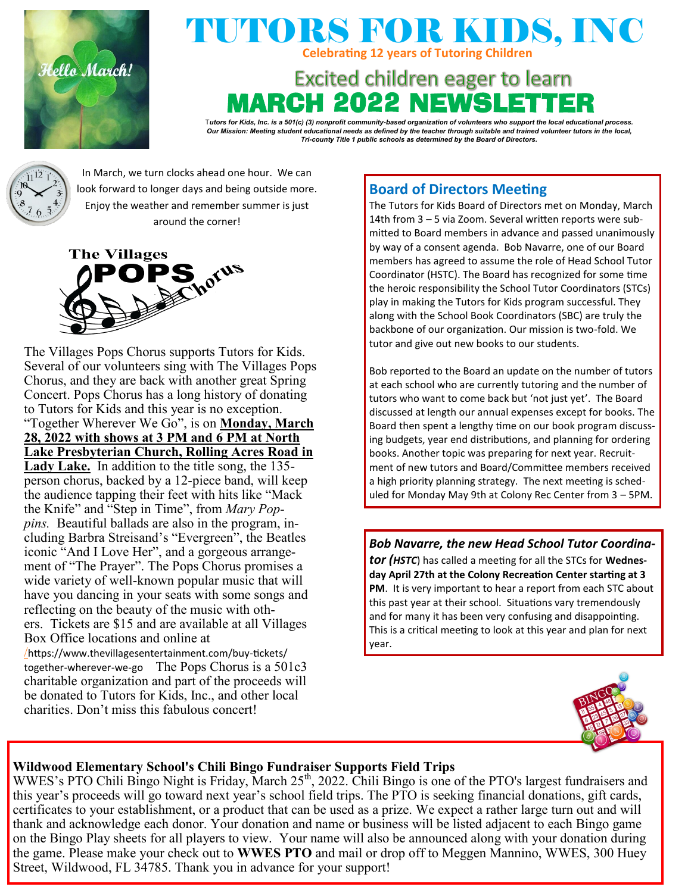# TUTORS FOR KIDS, INC

**Celebrating 12 years of Tutoring Children**

## Excited children eager to learn

# MARCH 2022 NEWSLETTER

***Tutors for Kids, Inc. is a 501(c) (3) nonprofit community-based organization of volunteers who support the local educational process. Our Mission: Meeting student educational needs as defined by the teacher through suitable and trained volunteer tutors in the local, Tri-county Title 1 public schools as determined by the Board of Directors.***

In March, we turn clocks ahead one hour. We can look forward to longer days and being outside more. Enjoy the weather and remember summer is just around the corner!

The Villages POPS Chorus

The Villages Pops Chorus supports Tutors for Kids. Several of our volunteers sing with The Villages Pops Chorus, and they are back with another great Spring Concert. Pops Chorus has a long history of donating to Tutors for Kids and this year is no exception. "Together Wherever We Go", is on **Monday, March 28, 2022 with shows at 3 PM and 6 PM at North Lake Presbyterian Church, Rolling Acres Road in Lady Lake.** In addition to the title song, the 135-person chorus, backed by a 12-piece band, will keep the audience tapping their feet with hits like "Mack the Knife" and "Step in Time", from *Mary Poppins.* Beautiful ballads are also in the program, including Barbra Streisand's "Evergreen", the Beatles iconic "And I Love Her", and a gorgeous arrangement of "The Prayer". The Pops Chorus promises a wide variety of well-known popular music that will have you dancing in your seats with some songs and reflecting on the beauty of the music with others. Tickets are $15 and are available at all Villages Box Office locations and online at /https://www.thevillagesentertainment.com/buy-tickets/together-wherever-we-go The Pops Chorus is a 501c3 charitable organization and part of the proceeds will be donated to Tutors for Kids, Inc., and other local charities. Don't miss this fabulous concert!

## Board of Directors Meeting

The Tutors for Kids Board of Directors met on Monday, March 14th from 3 – 5 via Zoom. Several written reports were submitted to Board members in advance and passed unanimously by way of a consent agenda. Bob Navarre, one of our Board members has agreed to assume the role of Head School Tutor Coordinator (HSTC). The Board has recognized for some time the heroic responsibility the School Tutor Coordinators (STCs) play in making the Tutors for Kids program successful. They along with the School Book Coordinators (SBC) are truly the backbone of our organization. Our mission is two-fold. We tutor and give out new books to our students.

Bob reported to the Board an update on the number of tutors at each school who are currently tutoring and the number of tutors who want to come back but 'not just yet'. The Board discussed at length our annual expenses except for books. The Board then spent a lengthy time on our book program discussing budgets, year end distributions, and planning for ordering books. Another topic was preparing for next year. Recruitment of new tutors and Board/Committee members received a high priority planning strategy. The next meeting is scheduled for Monday May 9th at Colony Rec Center from 3 – 5PM.

***Bob Navarre, the new Head School Tutor Coordinator (HSTC)*** has called a meeting for all the STCs for **Wednesday April 27th at the Colony Recreation Center starting at 3 PM**. It is very important to hear a report from each STC about this past year at their school. Situations vary tremendously and for many it has been very confusing and disappointing. This is a critical meeting to look at this year and plan for next year.

## Wildwood Elementary School's Chili Bingo Fundraiser Supports Field Trips

WWES's PTO Chili Bingo Night is Friday, March 25th, 2022. Chili Bingo is one of the PTO's largest fundraisers and this year's proceeds will go toward next year's school field trips. The PTO is seeking financial donations, gift cards, certificates to your establishment, or a product that can be used as a prize. We expect a rather large turn out and will thank and acknowledge each donor. Your donation and name or business will be listed adjacent to each Bingo game on the Bingo Play sheets for all players to view. Your name will also be announced along with your donation during the game. Please make your check out to **WWES PTO** and mail or drop off to Meggen Mannino, WWES, 300 Huey Street, Wildwood, FL 34785. Thank you in advance for your support!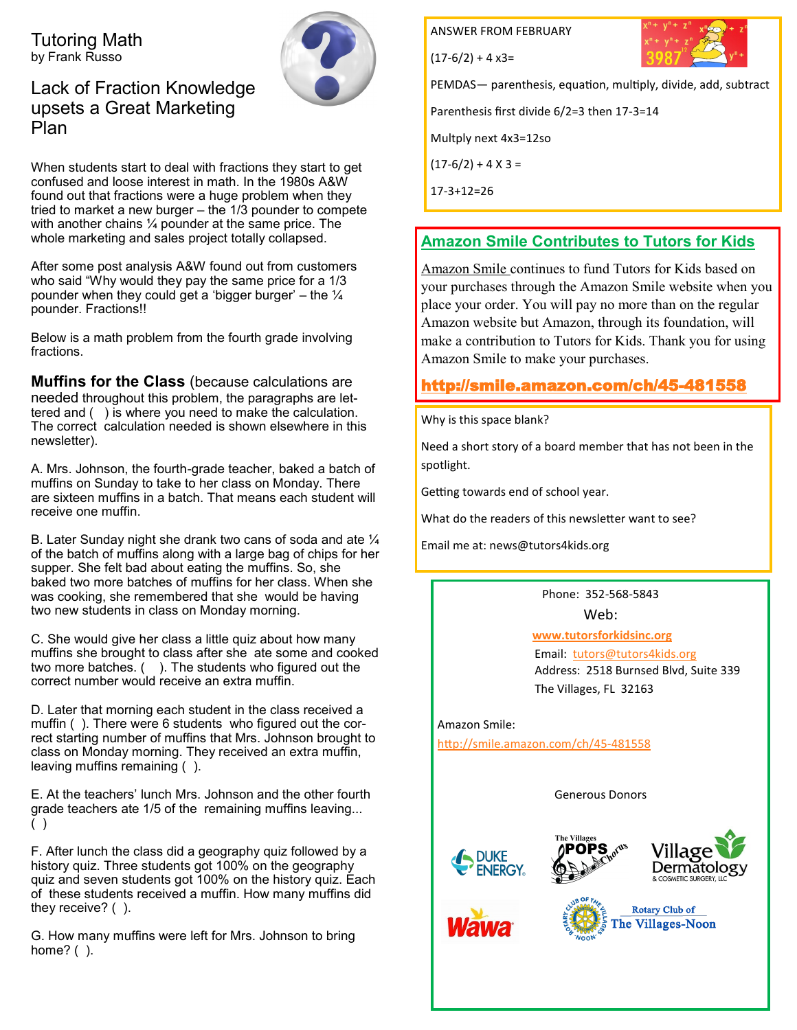# Tutoring Math

by Frank Russo

## Lack of Fraction Knowledge upsets a Great Marketing Plan

When students start to deal with fractions they start to get confused and loose interest in math. In the 1980s A&W found out that fractions were a huge problem when they tried to market a new burger – the 1/3 pounder to compete with another chains ¼ pounder at the same price. The whole marketing and sales project totally collapsed.

After some post analysis A&W found out from customers who said "Why would they pay the same price for a 1/3 pounder when they could get a 'bigger burger' – the ¼ pounder. Fractions!!

Below is a math problem from the fourth grade involving fractions.

**Muffins for the Class** (because calculations are needed throughout this problem, the paragraphs are lettered and (   ) is where you need to make the calculation. The correct calculation needed is shown elsewhere in this newsletter).

A. Mrs. Johnson, the fourth-grade teacher, baked a batch of muffins on Sunday to take to her class on Monday. There are sixteen muffins in a batch. That means each student will receive one muffin.

B. Later Sunday night she drank two cans of soda and ate ¼ of the batch of muffins along with a large bag of chips for her supper. She felt bad about eating the muffins. So, she baked two more batches of muffins for her class. When she was cooking, she remembered that she would be having two new students in class on Monday morning.

C. She would give her class a little quiz about how many muffins she brought to class after she ate some and cooked two more batches. (   ). The students who figured out the correct number would receive an extra muffin.

D. Later that morning each student in the class received a muffin (  ). There were 6 students who figured out the correct starting number of muffins that Mrs. Johnson brought to class on Monday morning. They received an extra muffin, leaving muffins remaining (  ).

E. At the teachers' lunch Mrs. Johnson and the other fourth grade teachers ate 1/5 of the remaining muffins leaving... (  )

F. After lunch the class did a geography quiz followed by a history quiz. Three students got 100% on the geography quiz and seven students got 100% on the history quiz. Each of these students received a muffin. How many muffins did they receive? (  ).

G. How many muffins were left for Mrs. Johnson to bring home? (  ).

ANSWER FROM FEBRUARY

(17-6/2) + 4 x3=

PEMDAS— parenthesis, equation, multiply, divide, add, subtract

Parenthesis first divide 6/2=3 then 17-3=14

Multply next 4x3=12so

(17-6/2) + 4 X 3 =

17-3+12=26

## Amazon Smile Contributes to Tutors for Kids

Amazon Smile continues to fund Tutors for Kids based on your purchases through the Amazon Smile website when you place your order. You will pay no more than on the regular Amazon website but Amazon, through its foundation, will make a contribution to Tutors for Kids. Thank you for using Amazon Smile to make your purchases.

**http://smile.amazon.com/ch/45-481558**

Why is this space blank?

Need a short story of a board member that has not been in the spotlight.

Getting towards end of school year.

What do the readers of this newsletter want to see?

Email me at: news@tutors4kids.org

Phone: 352-568-5843

Web:

www.tutorsforkidsinc.org

Email: tutors@tutors4kids.org

Address: 2518 Burnsed Blvd, Suite 339

The Villages, FL 32163

Amazon Smile:

http://smile.amazon.com/ch/45-481558

Generous Donors

Duke Energy, The Villages Pops Chorus, Village Dermatology & Cosmetic Surgery, LLC, Wawa, Rotary Club of The Villages-Noon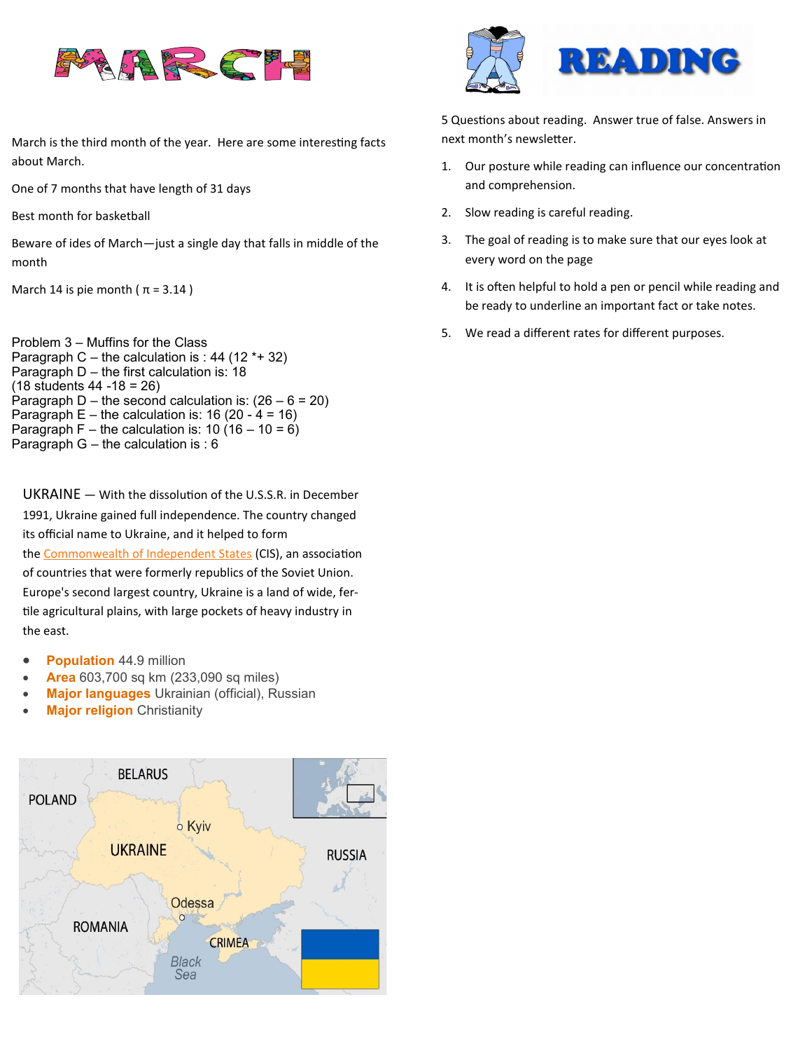# MARCH

March is the third month of the year. Here are some interesting facts about March.

One of 7 months that have length of 31 days

Best month for basketball

Beware of ides of March—just a single day that falls in middle of the month

March 14 is pie month ( π = 3.14 )

Problem 3 – Muffins for the Class
Paragraph C – the calculation is : 44 (12 *+ 32)
Paragraph D – the first calculation is: 18
(18 students 44 -18 = 26)
Paragraph D – the second calculation is: (26 – 6 = 20)
Paragraph E – the calculation is: 16 (20 - 4 = 16)
Paragraph F – the calculation is: 10 (16 – 10 = 6)
Paragraph G – the calculation is : 6

UKRAINE — With the dissolution of the U.S.S.R. in December 1991, Ukraine gained full independence. The country changed its official name to Ukraine, and it helped to form the Commonwealth of Independent States (CIS), an association of countries that were formerly republics of the Soviet Union. Europe's second largest country, Ukraine is a land of wide, fertile agricultural plains, with large pockets of heavy industry in the east.

- **Population** 44.9 million
- **Area** 603,700 sq km (233,090 sq miles)
- **Major languages** Ukrainian (official), Russian
- **Major religion** Christianity

BELARUS
POLAND
Kyiv
UKRAINE
RUSSIA
Odessa
ROMANIA
CRIMEA
Black Sea

# READING

5 Questions about reading. Answer true of false. Answers in next month's newsletter.

1. Our posture while reading can influence our concentration and comprehension.
2. Slow reading is careful reading.
3. The goal of reading is to make sure that our eyes look at every word on the page
4. It is often helpful to hold a pen or pencil while reading and be ready to underline an important fact or take notes.
5. We read a different rates for different purposes.